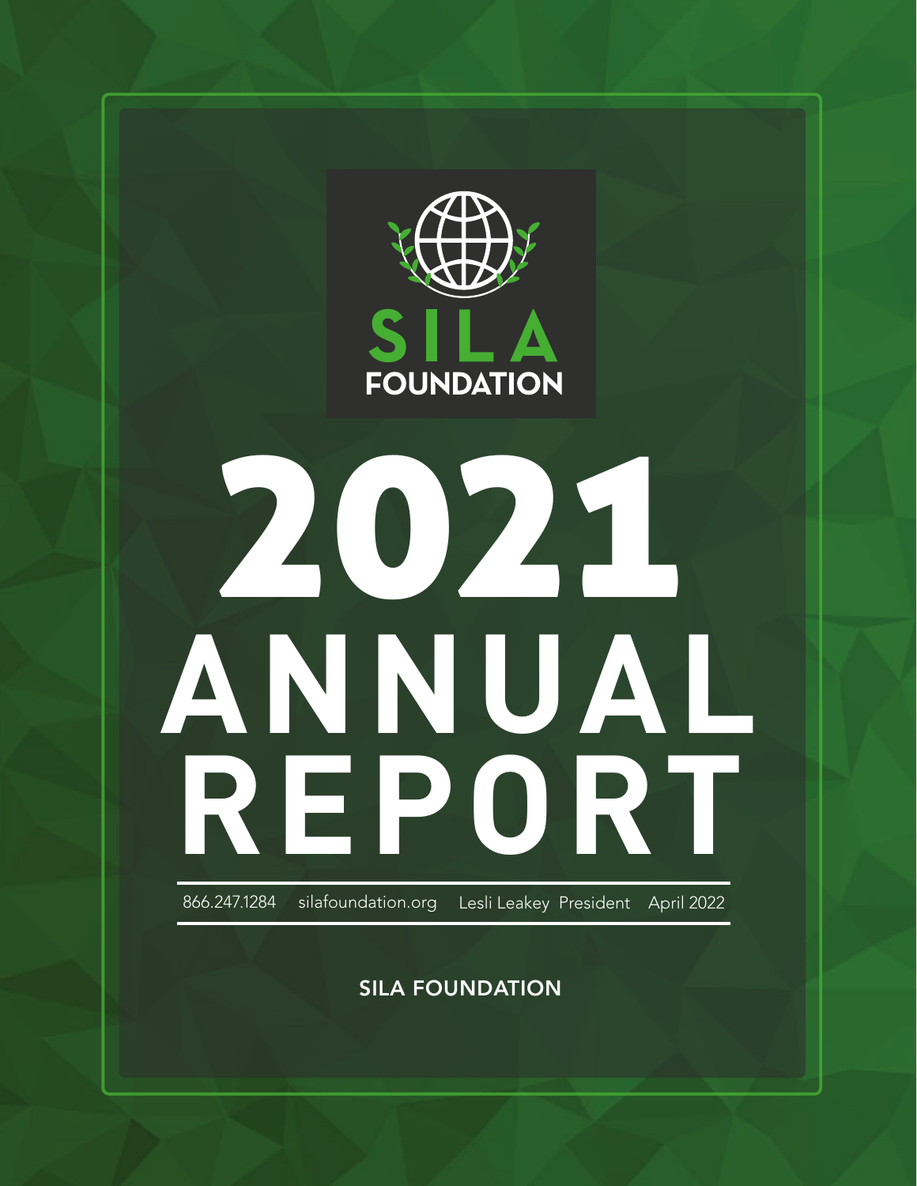SILA FOUNDATION

# 2021 ANNUAL REPORT

866.247.1284 silafoundation.org Lesli Leakey President April 2022

SILA FOUNDATION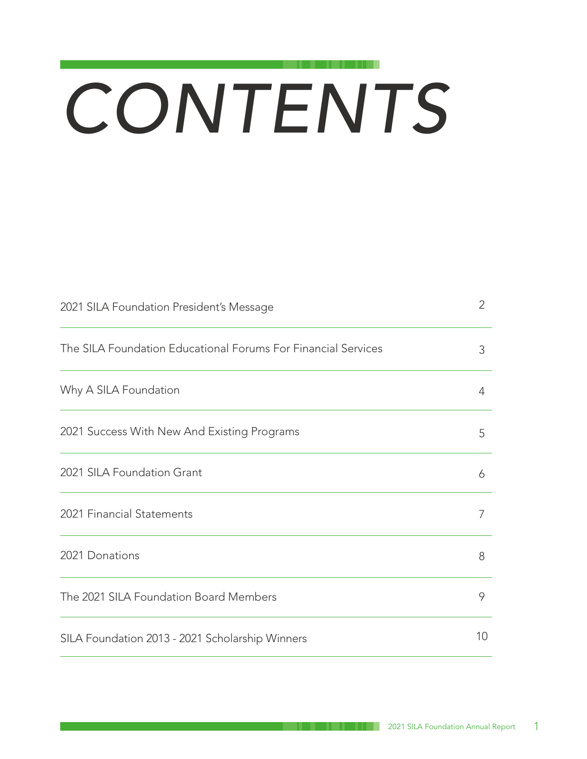# CONTENTS

| | |
|---|---|
| 2021 SILA Foundation President's Message | 2 |
| The SILA Foundation Educational Forums For Financial Services | 3 |
| Why A SILA Foundation | 4 |
| 2021 Success With New And Existing Programs | 5 |
| 2021 SILA Foundation Grant | 6 |
| 2021 Financial Statements | 7 |
| 2021 Donations | 8 |
| The 2021 SILA Foundation Board Members | 9 |
| SILA Foundation 2013 - 2021 Scholarship Winners | 10 |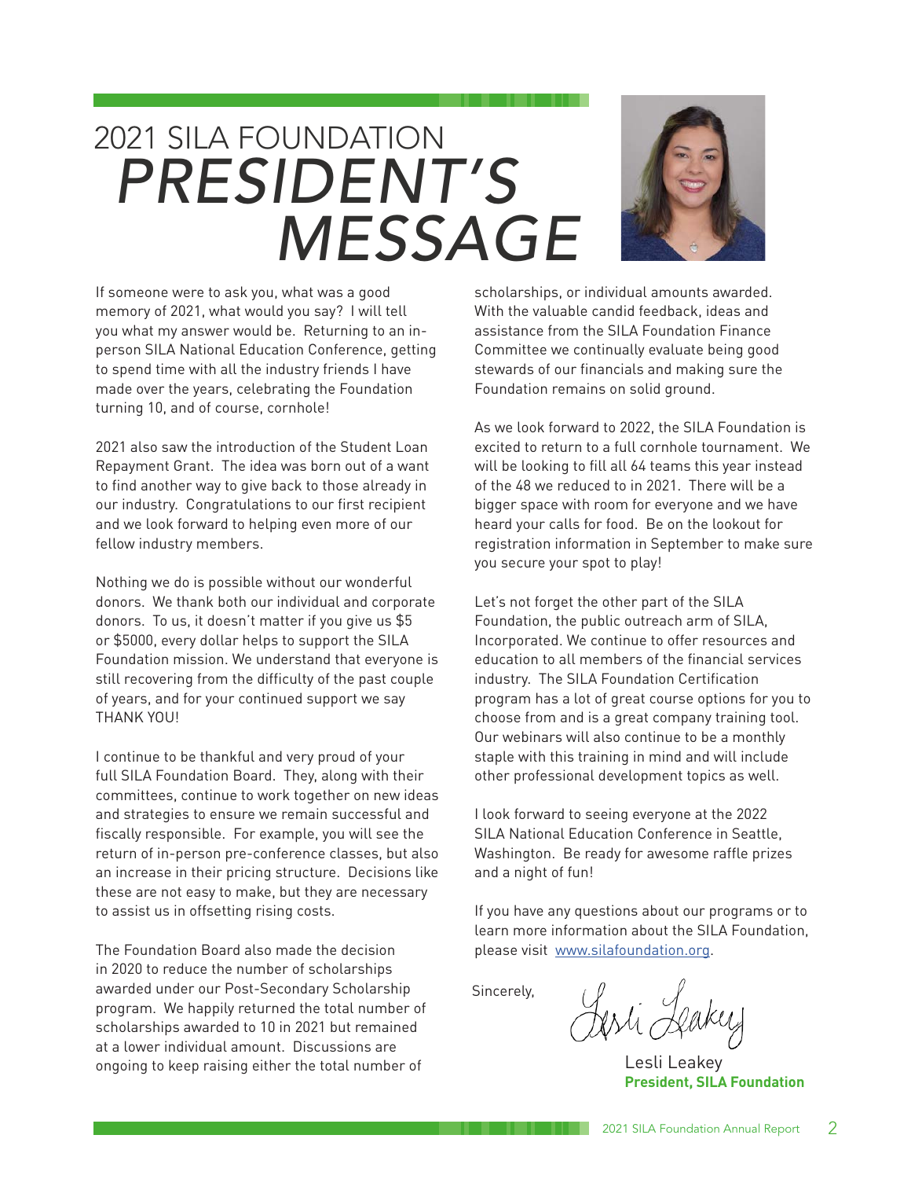# 2021 SILA FOUNDATION *PRESIDENT'S MESSAGE*

If someone were to ask you, what was a good memory of 2021, what would you say? I will tell you what my answer would be. Returning to an in-person SILA National Education Conference, getting to spend time with all the industry friends I have made over the years, celebrating the Foundation turning 10, and of course, cornhole!

2021 also saw the introduction of the Student Loan Repayment Grant. The idea was born out of a want to find another way to give back to those already in our industry. Congratulations to our first recipient and we look forward to helping even more of our fellow industry members.

Nothing we do is possible without our wonderful donors. We thank both our individual and corporate donors. To us, it doesn't matter if you give us $5 or $5000, every dollar helps to support the SILA Foundation mission. We understand that everyone is still recovering from the difficulty of the past couple of years, and for your continued support we say THANK YOU!

I continue to be thankful and very proud of your full SILA Foundation Board. They, along with their committees, continue to work together on new ideas and strategies to ensure we remain successful and fiscally responsible. For example, you will see the return of in-person pre-conference classes, but also an increase in their pricing structure. Decisions like these are not easy to make, but they are necessary to assist us in offsetting rising costs.

The Foundation Board also made the decision in 2020 to reduce the number of scholarships awarded under our Post-Secondary Scholarship program. We happily returned the total number of scholarships awarded to 10 in 2021 but remained at a lower individual amount. Discussions are ongoing to keep raising either the total number of scholarships, or individual amounts awarded. With the valuable candid feedback, ideas and assistance from the SILA Foundation Finance Committee we continually evaluate being good stewards of our financials and making sure the Foundation remains on solid ground.

As we look forward to 2022, the SILA Foundation is excited to return to a full cornhole tournament. We will be looking to fill all 64 teams this year instead of the 48 we reduced to in 2021. There will be a bigger space with room for everyone and we have heard your calls for food. Be on the lookout for registration information in September to make sure you secure your spot to play!

Let's not forget the other part of the SILA Foundation, the public outreach arm of SILA, Incorporated. We continue to offer resources and education to all members of the financial services industry. The SILA Foundation Certification program has a lot of great course options for you to choose from and is a great company training tool. Our webinars will also continue to be a monthly staple with this training in mind and will include other professional development topics as well.

I look forward to seeing everyone at the 2022 SILA National Education Conference in Seattle, Washington. Be ready for awesome raffle prizes and a night of fun!

If you have any questions about our programs or to learn more information about the SILA Foundation, please visit [www.silafoundation.org](http://www.silafoundation.org).

Sincerely,

Lesli Leakey
**President, SILA Foundation**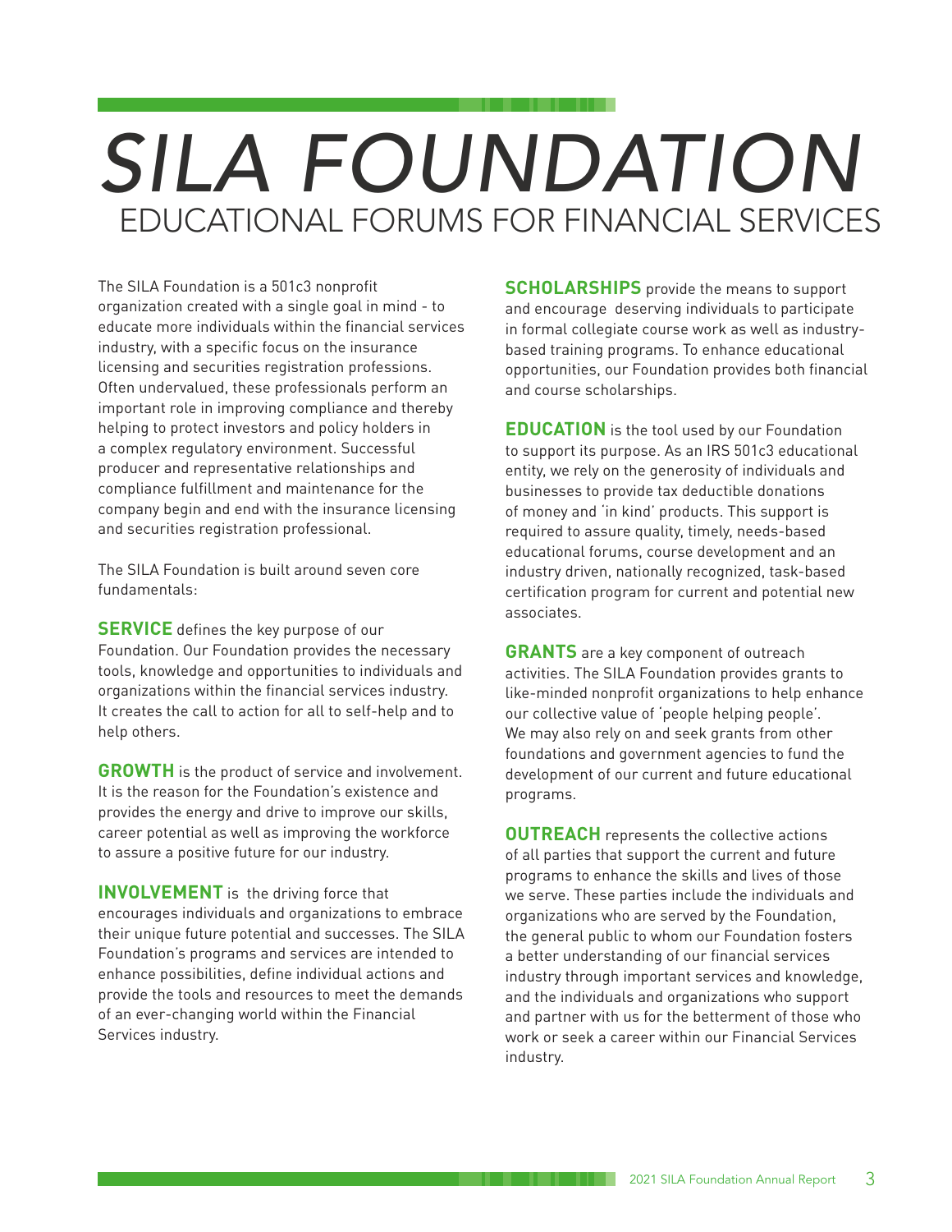# *SILA FOUNDATION*

## EDUCATIONAL FORUMS FOR FINANCIAL SERVICES

The SILA Foundation is a 501c3 nonprofit organization created with a single goal in mind - to educate more individuals within the financial services industry, with a specific focus on the insurance licensing and securities registration professions. Often undervalued, these professionals perform an important role in improving compliance and thereby helping to protect investors and policy holders in a complex regulatory environment. Successful producer and representative relationships and compliance fulfillment and maintenance for the company begin and end with the insurance licensing and securities registration professional.

The SILA Foundation is built around seven core fundamentals:

**SERVICE** defines the key purpose of our Foundation. Our Foundation provides the necessary tools, knowledge and opportunities to individuals and organizations within the financial services industry. It creates the call to action for all to self-help and to help others.

**GROWTH** is the product of service and involvement. It is the reason for the Foundation's existence and provides the energy and drive to improve our skills, career potential as well as improving the workforce to assure a positive future for our industry.

**INVOLVEMENT** is the driving force that encourages individuals and organizations to embrace their unique future potential and successes. The SILA Foundation's programs and services are intended to enhance possibilities, define individual actions and provide the tools and resources to meet the demands of an ever-changing world within the Financial Services industry.

**SCHOLARSHIPS** provide the means to support and encourage deserving individuals to participate in formal collegiate course work as well as industry-based training programs. To enhance educational opportunities, our Foundation provides both financial and course scholarships.

**EDUCATION** is the tool used by our Foundation to support its purpose. As an IRS 501c3 educational entity, we rely on the generosity of individuals and businesses to provide tax deductible donations of money and 'in kind' products. This support is required to assure quality, timely, needs-based educational forums, course development and an industry driven, nationally recognized, task-based certification program for current and potential new associates.

**GRANTS** are a key component of outreach activities. The SILA Foundation provides grants to like-minded nonprofit organizations to help enhance our collective value of 'people helping people'. We may also rely on and seek grants from other foundations and government agencies to fund the development of our current and future educational programs.

**OUTREACH** represents the collective actions of all parties that support the current and future programs to enhance the skills and lives of those we serve. These parties include the individuals and organizations who are served by the Foundation, the general public to whom our Foundation fosters a better understanding of our financial services industry through important services and knowledge, and the individuals and organizations who support and partner with us for the betterment of those who work or seek a career within our Financial Services industry.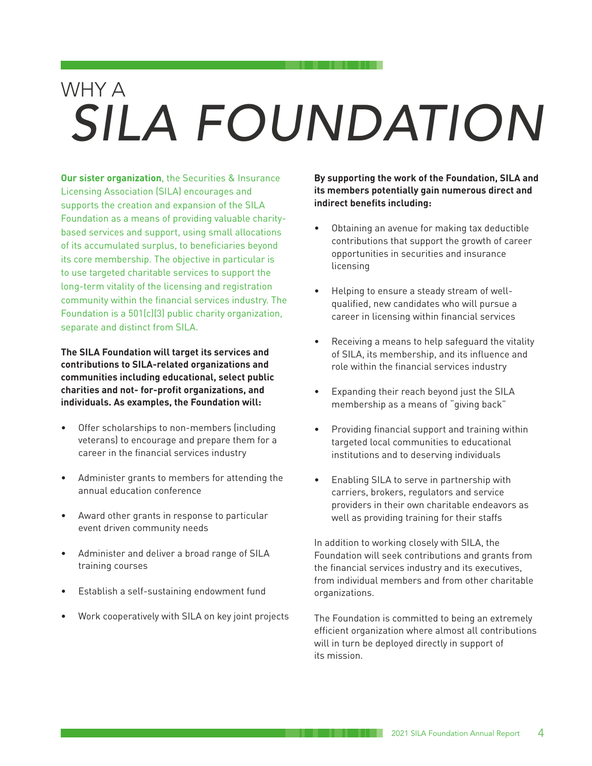# WHY A *SILA FOUNDATION*

**Our sister organization**, the Securities & Insurance Licensing Association (SILA) encourages and supports the creation and expansion of the SILA Foundation as a means of providing valuable charity-based services and support, using small allocations of its accumulated surplus, to beneficiaries beyond its core membership. The objective in particular is to use targeted charitable services to support the long-term vitality of the licensing and registration community within the financial services industry. The Foundation is a 501(c)(3) public charity organization, separate and distinct from SILA.

**The SILA Foundation will target its services and contributions to SILA-related organizations and communities including educational, select public charities and not- for-profit organizations, and individuals. As examples, the Foundation will:**

- Offer scholarships to non-members (including veterans) to encourage and prepare them for a career in the financial services industry
- Administer grants to members for attending the annual education conference
- Award other grants in response to particular event driven community needs
- Administer and deliver a broad range of SILA training courses
- Establish a self-sustaining endowment fund
- Work cooperatively with SILA on key joint projects

**By supporting the work of the Foundation, SILA and its members potentially gain numerous direct and indirect benefits including:**

- Obtaining an avenue for making tax deductible contributions that support the growth of career opportunities in securities and insurance licensing
- Helping to ensure a steady stream of well-qualified, new candidates who will pursue a career in licensing within financial services
- Receiving a means to help safeguard the vitality of SILA, its membership, and its influence and role within the financial services industry
- Expanding their reach beyond just the SILA membership as a means of "giving back"
- Providing financial support and training within targeted local communities to educational institutions and to deserving individuals
- Enabling SILA to serve in partnership with carriers, brokers, regulators and service providers in their own charitable endeavors as well as providing training for their staffs

In addition to working closely with SILA, the Foundation will seek contributions and grants from the financial services industry and its executives, from individual members and from other charitable organizations.

The Foundation is committed to being an extremely efficient organization where almost all contributions will in turn be deployed directly in support of its mission.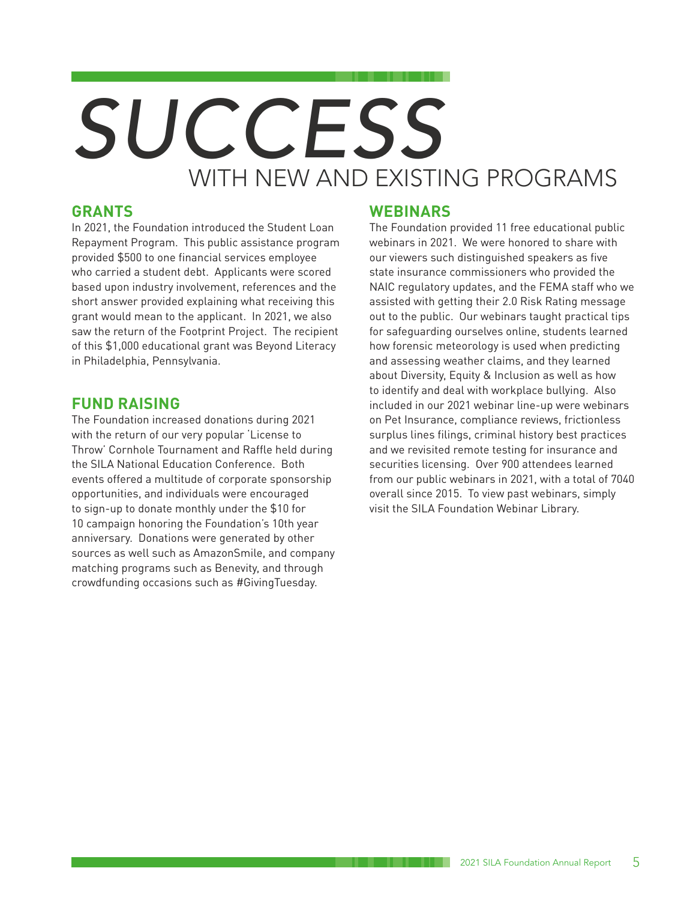# SUCCESS WITH NEW AND EXISTING PROGRAMS

## GRANTS

In 2021, the Foundation introduced the Student Loan Repayment Program. This public assistance program provided $500 to one financial services employee who carried a student debt. Applicants were scored based upon industry involvement, references and the short answer provided explaining what receiving this grant would mean to the applicant. In 2021, we also saw the return of the Footprint Project. The recipient of this $1,000 educational grant was Beyond Literacy in Philadelphia, Pennsylvania.

## FUND RAISING

The Foundation increased donations during 2021 with the return of our very popular 'License to Throw' Cornhole Tournament and Raffle held during the SILA National Education Conference. Both events offered a multitude of corporate sponsorship opportunities, and individuals were encouraged to sign-up to donate monthly under the $10 for 10 campaign honoring the Foundation's 10th year anniversary. Donations were generated by other sources as well such as AmazonSmile, and company matching programs such as Benevity, and through crowdfunding occasions such as #GivingTuesday.

## WEBINARS

The Foundation provided 11 free educational public webinars in 2021. We were honored to share with our viewers such distinguished speakers as five state insurance commissioners who provided the NAIC regulatory updates, and the FEMA staff who we assisted with getting their 2.0 Risk Rating message out to the public. Our webinars taught practical tips for safeguarding ourselves online, students learned how forensic meteorology is used when predicting and assessing weather claims, and they learned about Diversity, Equity & Inclusion as well as how to identify and deal with workplace bullying. Also included in our 2021 webinar line-up were webinars on Pet Insurance, compliance reviews, frictionless surplus lines filings, criminal history best practices and we revisited remote testing for insurance and securities licensing. Over 900 attendees learned from our public webinars in 2021, with a total of 7040 overall since 2015. To view past webinars, simply visit the SILA Foundation Webinar Library.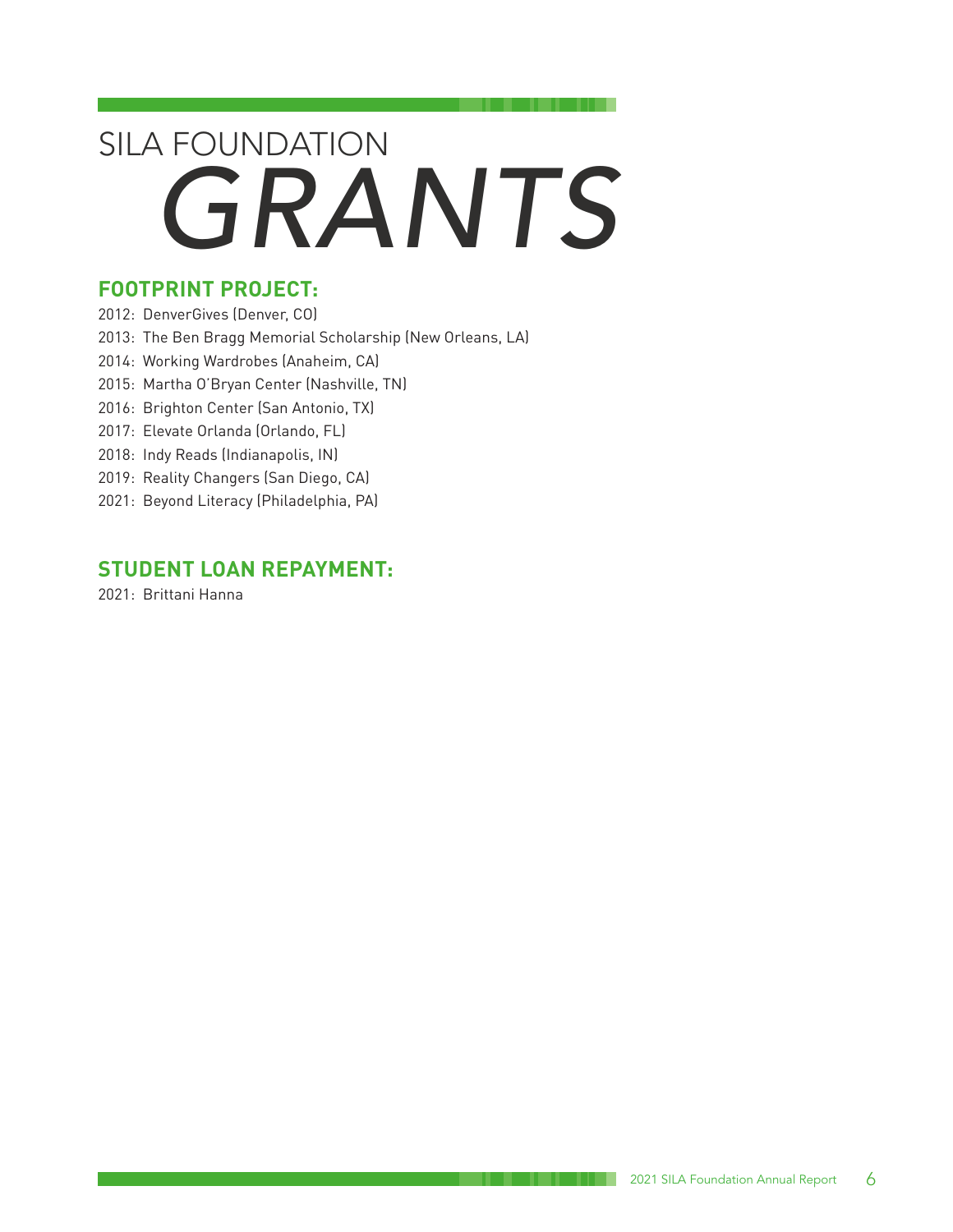# SILA FOUNDATION *GRANTS*

## FOOTPRINT PROJECT:

2012: DenverGives (Denver, CO)
2013: The Ben Bragg Memorial Scholarship (New Orleans, LA)
2014: Working Wardrobes (Anaheim, CA)
2015: Martha O'Bryan Center (Nashville, TN)
2016: Brighton Center (San Antonio, TX)
2017: Elevate Orlando (Orlando, FL)
2018: Indy Reads (Indianapolis, IN)
2019: Reality Changers (San Diego, CA)
2021: Beyond Literacy (Philadelphia, PA)

## STUDENT LOAN REPAYMENT:

2021: Brittani Hanna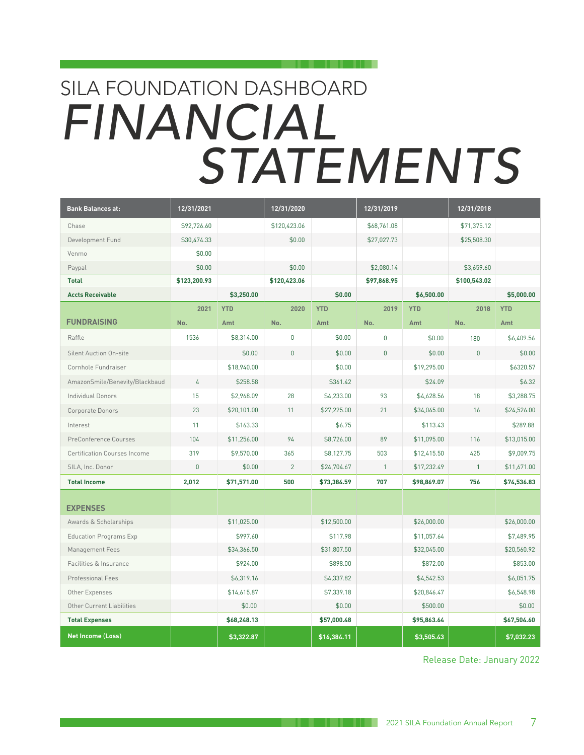# SILA FOUNDATION DASHBOARD

# *FINANCIAL STATEMENTS*

| Bank Balances at: | 12/31/2021 | | 12/31/2020 | | 12/31/2019 | | 12/31/2018 | |
|---|---|---|---|---|---|---|---|---|
| Chase | $92,726.60 | | $120,423.06 | | $68,761.08 | | $71,375.12 | |
| Development Fund | $30,474.33 | | $0.00 | | $27,027.73 | | $25,508.30 | |
| Venmo | $0.00 | | | | | | | |
| Paypal | $0.00 | | $0.00 | | $2,080.14 | | $3,659.60 | |
| **Total** | **$123,200.93** | | **$120,423.06** | | **$97,868.95** | | **$100,543.02** | |
| **Accts Receivable** | | **$3,250.00** | | **$0.00** | | **$6,500.00** | | **$5,000.00** |
| **FUNDRAISING** | **2021 No.** | **YTD Amt** | **2020 No.** | **YTD Amt** | **2019 No.** | **YTD Amt** | **2018 No.** | **YTD Amt** |
| Raffle | 1536 | $8,314.00 | 0 | $0.00 | 0 | $0.00 | 180 | $6,409.56 |
| Silent Auction On-site | | $0.00 | 0 | $0.00 | 0 | $0.00 | 0 | $0.00 |
| Cornhole Fundraiser | | $18,940.00 | | $0.00 | | $19,295.00 | | $6320.57 |
| AmazonSmile/Benevity/Blackbaud | 4 | $258.58 | | $361.42 | | $24.09 | | $6.32 |
| Individual Donors | 15 | $2,968.09 | 28 | $4,233.00 | 93 | $4,628.56 | 18 | $3,288.75 |
| Corporate Donors | 23 | $20,101.00 | 11 | $27,225.00 | 21 | $34,065.00 | 16 | $24,526.00 |
| Interest | 11 | $163.33 | | $6.75 | | $113.43 | | $289.88 |
| PreConference Courses | 104 | $11,256.00 | 94 | $8,726.00 | 89 | $11,095.00 | 116 | $13,015.00 |
| Certification Courses Income | 319 | $9,570.00 | 365 | $8,127.75 | 503 | $12,415.50 | 425 | $9,009.75 |
| SILA, Inc. Donor | 0 | $0.00 | 2 | $24,704.67 | 1 | $17,232.49 | 1 | $11,671.00 |
| **Total Income** | **2,012** | **$71,571.00** | **500** | **$73,384.59** | **707** | **$98,869.07** | **756** | **$74,536.83** |
| **EXPENSES** | | | | | | | | |
| Awards & Scholarships | | $11,025.00 | | $12,500.00 | | $26,000.00 | | $26,000.00 |
| Education Programs Exp | | $997.60 | | $117.98 | | $11,057.64 | | $7,489.95 |
| Management Fees | | $34,366.50 | | $31,807.50 | | $32,045.00 | | $20,560.92 |
| Facilities & Insurance | | $924.00 | | $898.00 | | $872.00 | | $853.00 |
| Professional Fees | | $6,319.16 | | $4,337.82 | | $4,542.53 | | $6,051.75 |
| Other Expenses | | $14,615.87 | | $7,339.18 | | $20,846.47 | | $6,548.98 |
| Other Current Liabilities | | $0.00 | | $0.00 | | $500.00 | | $0.00 |
| **Total Expenses** | | **$68,248.13** | | **$57,000.48** | | **$95,863.64** | | **$67,504.60** |
| **Net Income (Loss)** | | **$3,322.87** | | **$16,384.11** | | **$3,505.43** | | **$7,032.23** |

Release Date: January 2022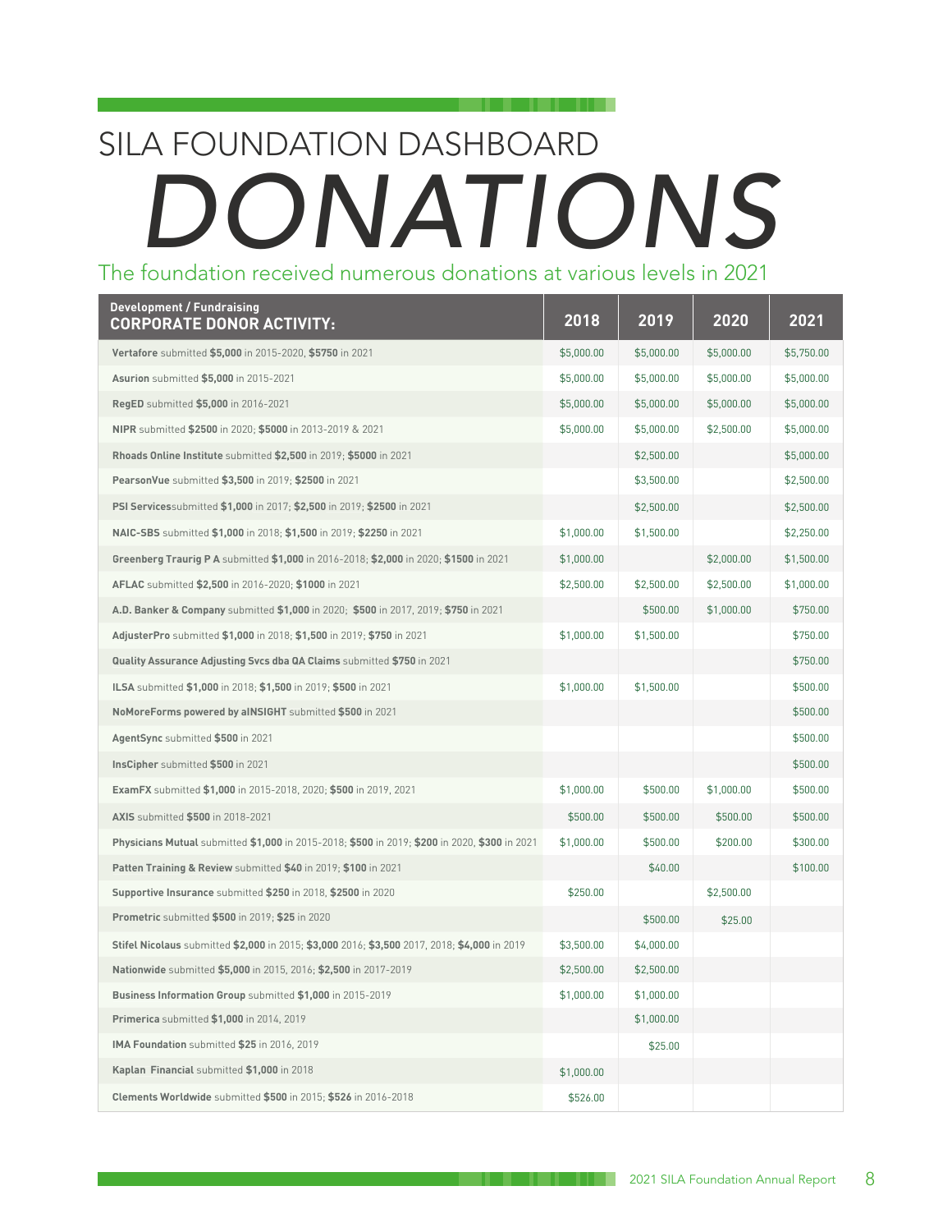# SILA FOUNDATION DASHBOARD

# *DONATIONS*

The foundation received numerous donations at various levels in 2021

| Development / Fundraising<br>**CORPORATE DONOR ACTIVITY:** | 2018 | 2019 | 2020 | 2021 |
|---|---|---|---|---|
| **Vertafore** submitted **$5,000** in 2015-2020, **$5750** in 2021 | $5,000.00 | $5,000.00 | $5,000.00 | $5,750.00 |
| **Asurion** submitted **$5,000** in 2015-2021 | $5,000.00 | $5,000.00 | $5,000.00 | $5,000.00 |
| **RegED** submitted **$5,000** in 2016-2021 | $5,000.00 | $5,000.00 | $5,000.00 | $5,000.00 |
| **NIPR** submitted **$2500** in 2020; **$5000** in 2013-2019 & 2021 | $5,000.00 | $5,000.00 | $2,500.00 | $5,000.00 |
| **Rhoads Online Institute** submitted **$2,500** in 2019; **$5000** in 2021 | | $2,500.00 | | $5,000.00 |
| **PearsonVue** submitted **$3,500** in 2019; **$2500** in 2021 | | $3,500.00 | | $2,500.00 |
| **PSI Services**submitted **$1,000** in 2017; **$2,500** in 2019; **$2500** in 2021 | | $2,500.00 | | $2,500.00 |
| **NAIC-SBS** submitted **$1,000** in 2018; **$1,500** in 2019; **$2250** in 2021 | $1,000.00 | $1,500.00 | | $2,250.00 |
| **Greenberg Traurig P A** submitted **$1,000** in 2016-2018; **$2,000** in 2020; **$1500** in 2021 | $1,000.00 | | $2,000.00 | $1,500.00 |
| **AFLAC** submitted **$2,500** in 2016-2020; **$1000** in 2021 | $2,500.00 | $2,500.00 | $2,500.00 | $1,000.00 |
| **A.D. Banker & Company** submitted **$1,000** in 2020; **$500** in 2017, 2019; **$750** in 2021 | | $500.00 | $1,000.00 | $750.00 |
| **AdjusterPro** submitted **$1,000** in 2018; **$1,500** in 2019; **$750** in 2021 | $1,000.00 | $1,500.00 | | $750.00 |
| **Quality Assurance Adjusting Svcs dba QA Claims** submitted **$750** in 2021 | | | | $750.00 |
| **ILSA** submitted **$1,000** in 2018; **$1,500** in 2019; **$500** in 2021 | $1,000.00 | $1,500.00 | | $500.00 |
| **NoMoreForms powered by aINSIGHT** submitted **$500** in 2021 | | | | $500.00 |
| **AgentSync** submitted **$500** in 2021 | | | | $500.00 |
| **InsCipher** submitted **$500** in 2021 | | | | $500.00 |
| **ExamFX** submitted **$1,000** in 2015-2018, 2020; **$500** in 2019, 2021 | $1,000.00 | $500.00 | $1,000.00 | $500.00 |
| **AXIS** submitted **$500** in 2018-2021 | $500.00 | $500.00 | $500.00 | $500.00 |
| **Physicians Mutual** submitted **$1,000** in 2015-2018; **$500** in 2019; **$200** in 2020, **$300** in 2021 | $1,000.00 | $500.00 | $200.00 | $300.00 |
| **Patten Training & Review** submitted **$40** in 2019; **$100** in 2021 | | $40.00 | | $100.00 |
| **Supportive Insurance** submitted **$250** in 2018, **$2500** in 2020 | $250.00 | | $2,500.00 | |
| **Prometric** submitted **$500** in 2019; **$25** in 2020 | | $500.00 | $25.00 | |
| **Stifel Nicolaus** submitted **$2,000** in 2015; **$3,000** 2016; **$3,500** 2017, 2018; **$4,000** in 2019 | $3,500.00 | $4,000.00 | | |
| **Nationwide** submitted **$5,000** in 2015, 2016; **$2,500** in 2017-2019 | $2,500.00 | $2,500.00 | | |
| **Business Information Group** submitted **$1,000** in 2015-2019 | $1,000.00 | $1,000.00 | | |
| **Primerica** submitted **$1,000** in 2014, 2019 | | $1,000.00 | | |
| **IMA Foundation** submitted **$25** in 2016, 2019 | | $25.00 | | |
| **Kaplan Financial** submitted **$1,000** in 2018 | $1,000.00 | | | |
| **Clements Worldwide** submitted **$500** in 2015; **$526** in 2016-2018 | $526.00 | | | |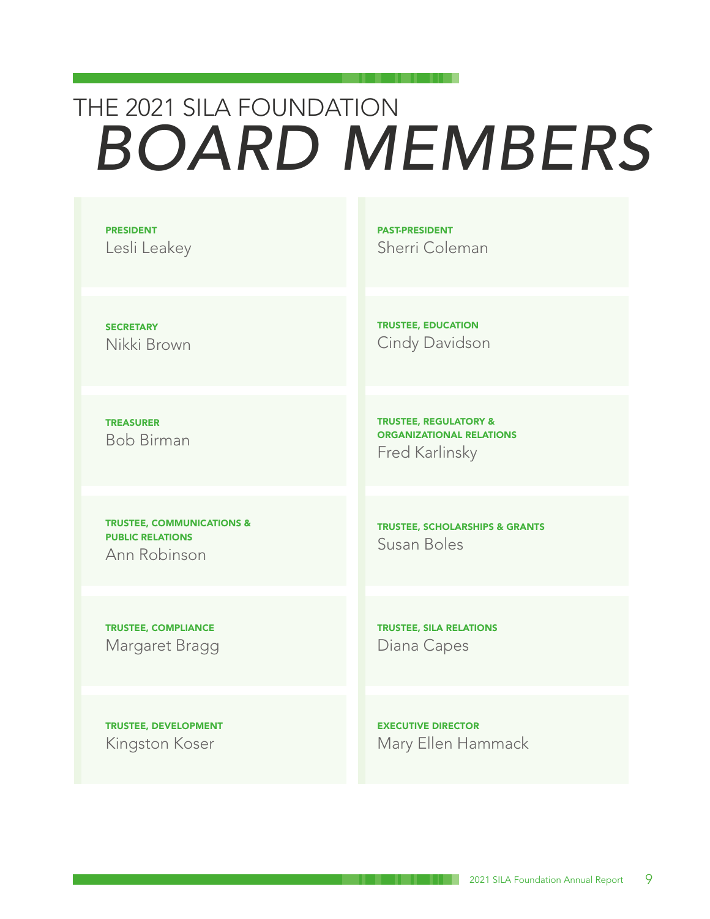# THE 2021 SILA FOUNDATION BOARD MEMBERS

**PRESIDENT**
Lesli Leakey

**PAST-PRESIDENT**
Sherri Coleman

**SECRETARY**
Nikki Brown

**TRUSTEE, EDUCATION**
Cindy Davidson

**TREASURER**
Bob Birman

**TRUSTEE, REGULATORY & ORGANIZATIONAL RELATIONS**
Fred Karlinsky

**TRUSTEE, COMMUNICATIONS & PUBLIC RELATIONS**
Ann Robinson

**TRUSTEE, SCHOLARSHIPS & GRANTS**
Susan Boles

**TRUSTEE, COMPLIANCE**
Margaret Bragg

**TRUSTEE, SILA RELATIONS**
Diana Capes

**TRUSTEE, DEVELOPMENT**
Kingston Koser

**EXECUTIVE DIRECTOR**
Mary Ellen Hammack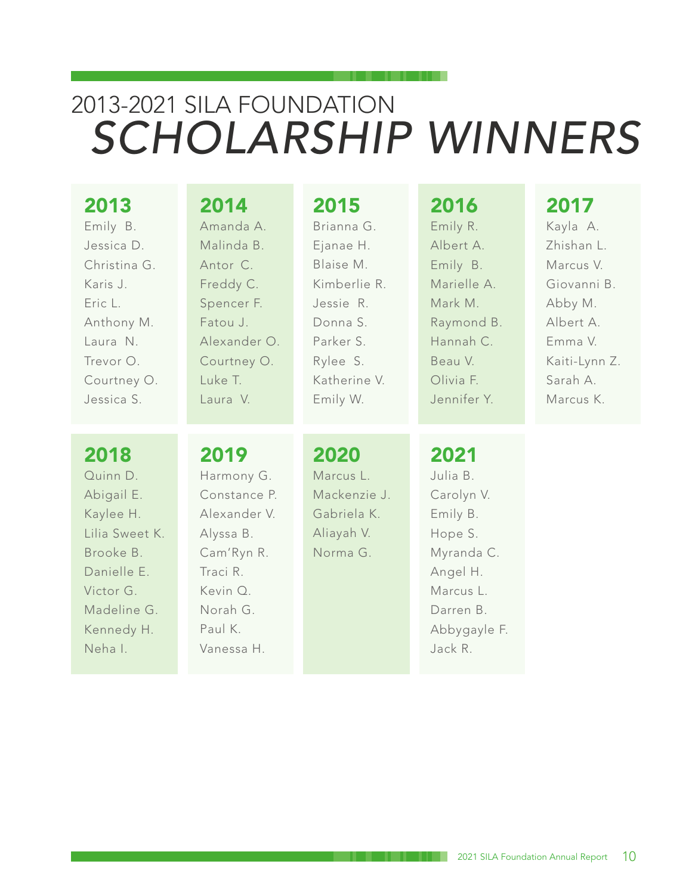# 2013-2021 SILA FOUNDATION *SCHOLARSHIP WINNERS*

## 2013
Emily B.
Jessica D.
Christina G.
Karis J.
Eric L.
Anthony M.
Laura N.
Trevor O.
Courtney O.
Jessica S.

## 2014
Amanda A.
Malinda B.
Antor C.
Freddy C.
Spencer F.
Fatou J.
Alexander O.
Courtney O.
Luke T.
Laura V.

## 2015
Brianna G.
Ejanae H.
Blaise M.
Kimberlie R.
Jessie R.
Donna S.
Parker S.
Rylee S.
Katherine V.
Emily W.

## 2016
Emily R.
Albert A.
Emily B.
Marielle A.
Mark M.
Raymond B.
Hannah C.
Beau V.
Olivia F.
Jennifer Y.

## 2017
Kayla A.
Zhishan L.
Marcus V.
Giovanni B.
Abby M.
Albert A.
Emma V.
Kaiti-Lynn Z.
Sarah A.
Marcus K.

## 2018
Quinn D.
Abigail E.
Kaylee H.
Lilia Sweet K.
Brooke B.
Danielle E.
Victor G.
Madeline G.
Kennedy H.
Neha I.

## 2019
Harmony G.
Constance P.
Alexander V.
Alyssa B.
Cam'Ryn R.
Traci R.
Kevin Q.
Norah G.
Paul K.
Vanessa H.

## 2020
Marcus L.
Mackenzie J.
Gabriela K.
Aliayah V.
Norma G.

## 2021
Julia B.
Carolyn V.
Emily B.
Hope S.
Myranda C.
Angel H.
Marcus L.
Darren B.
Abbygayle F.
Jack R.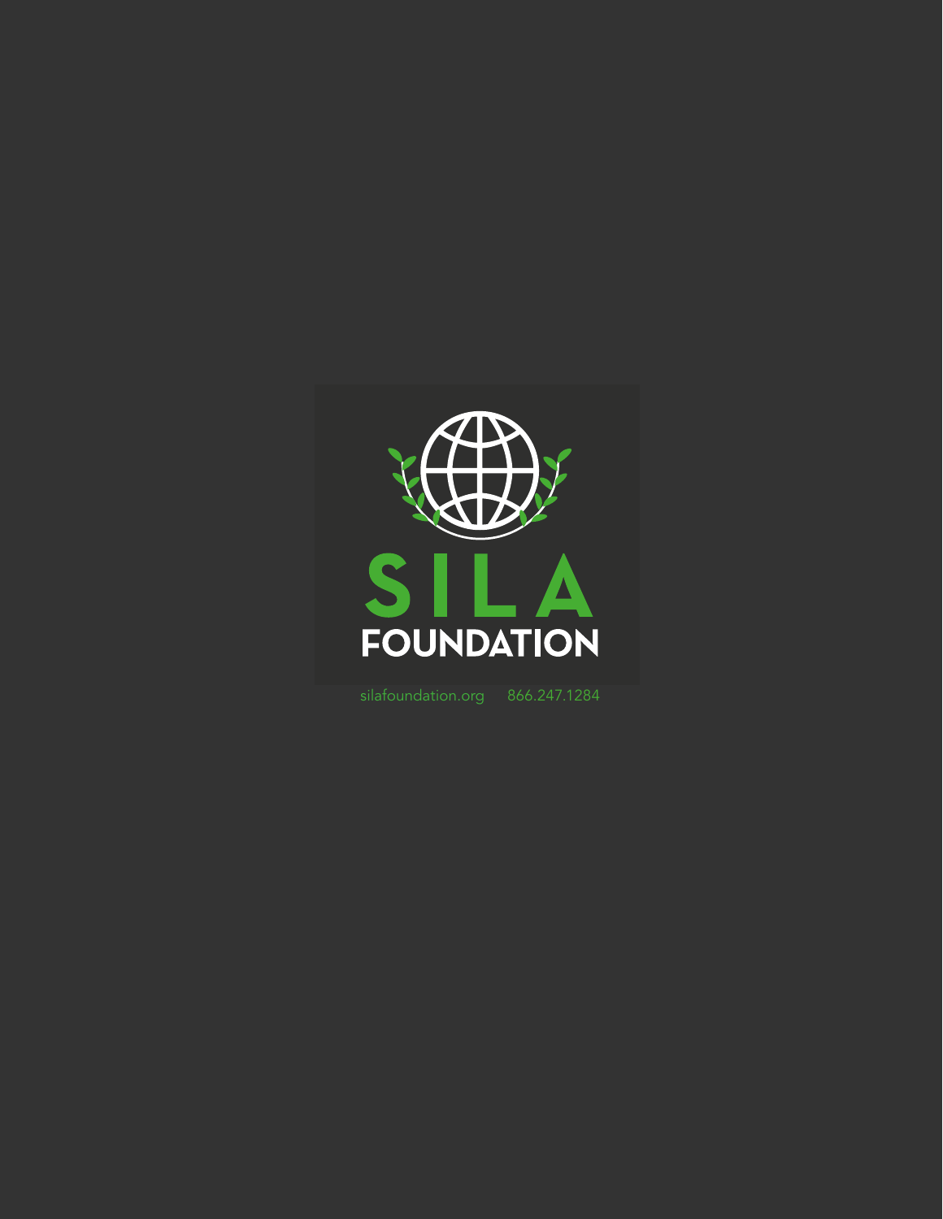SILA

FOUNDATION

silafoundation.org 866.247.1284